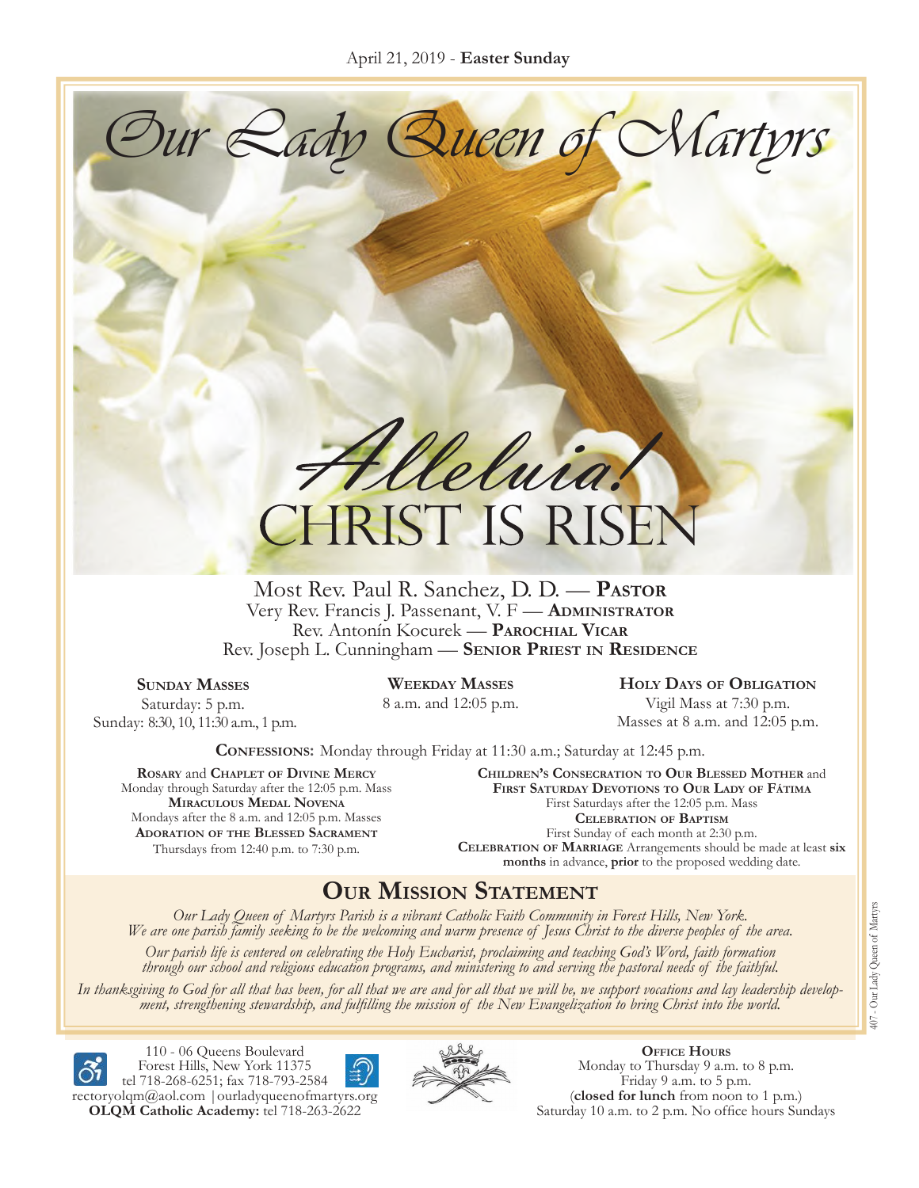April 21, 2019 - **Easter Sunday**

# Our Lady Queen of Martyrs

## Alleluia! CHRIST IS RISEN

Most Rev. Paul R. Sanchez, D. D. — **Pastor**
Very Rev. Francis J. Passenant, V. F — **Administrator**
Rev. Antonín Kocurek — **Parochial Vicar**
Rev. Joseph L. Cunningham — **Senior Priest in Residence**

**Sunday Masses**
Saturday: 5 p.m.
Sunday: 8:30, 10, 11:30 a.m., 1 p.m.

**Weekday Masses**
8 a.m. and 12:05 p.m.

**Holy Days of Obligation**
Vigil Mass at 7:30 p.m.
Masses at 8 a.m. and 12:05 p.m.

**Confessions:** Monday through Friday at 11:30 a.m.; Saturday at 12:45 p.m.

**Rosary** and **Chaplet of Divine Mercy**
Monday through Saturday after the 12:05 p.m. Mass

**Miraculous Medal Novena**
Mondays after the 8 a.m. and 12:05 p.m. Masses

**Adoration of the Blessed Sacrament**
Thursdays from 12:40 p.m. to 7:30 p.m.

**Children's Consecration to Our Blessed Mother** and **First Saturday Devotions to Our Lady of Fátima**
First Saturdays after the 12:05 p.m. Mass

**Celebration of Baptism**
First Sunday of each month at 2:30 p.m.

**Celebration of Marriage** Arrangements should be made at least **six months** in advance, **prior** to the proposed wedding date.

## Our Mission Statement

*Our Lady Queen of Martyrs Parish is a vibrant Catholic Faith Community in Forest Hills, New York. We are one parish family seeking to be the welcoming and warm presence of Jesus Christ to the diverse peoples of the area.*

*Our parish life is centered on celebrating the Holy Eucharist, proclaiming and teaching God's Word, faith formation through our school and religious education programs, and ministering to and serving the pastoral needs of the faithful.*

*In thanksgiving to God for all that has been, for all that we are and for all that we will be, we support vocations and lay leadership development, strengthening stewardship, and fulfilling the mission of the New Evangelization to bring Christ into the world.*

110 - 06 Queens Boulevard
Forest Hills, New York 11375
tel 718-268-6251; fax 718-793-2584
rectoryolqm@aol.com | ourladyqueenofmartyrs.org
**OLQM Catholic Academy:** tel 718-263-2622

**Office Hours**
Monday to Thursday 9 a.m. to 8 p.m.
Friday 9 a.m. to 5 p.m.
(**closed for lunch** from noon to 1 p.m.)
Saturday 10 a.m. to 2 p.m. No office hours Sundays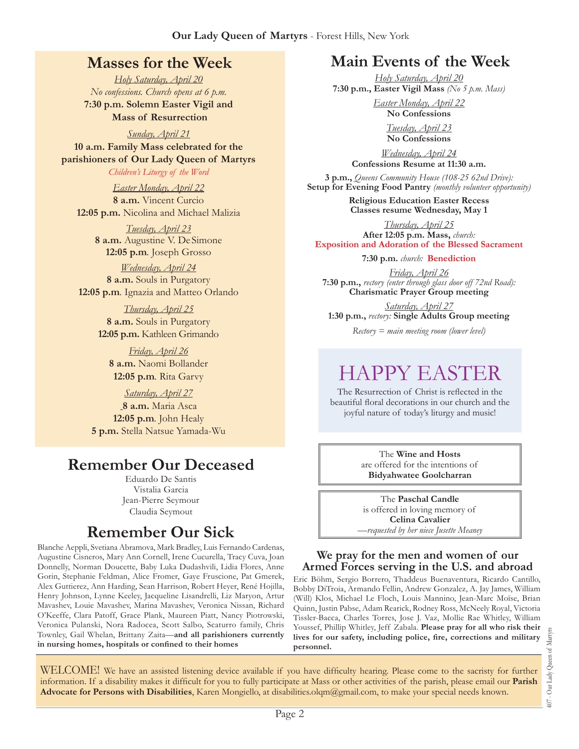## Masses for the Week

*Holy Saturday, April 20*
*No confessions. Church opens at 6 p.m.*
**7:30 p.m. Solemn Easter Vigil and Mass of Resurrection**

*Sunday, April 21*
**10 a.m. Family Mass celebrated for the parishioners of Our Lady Queen of Martyrs**
*Children's Liturgy of the Word*

*Easter Monday, April 22*
**8 a.m.** Vincent Curcio
**12:05 p.m.** Nicolina and Michael Malizia

*Tuesday, April 23*
**8 a.m.** Augustine V. DeSimone
**12:05 p.m**. Joseph Grosso

*Wednesday, April 24*
**8 a.m.** Souls in Purgatory
**12:05 p.m**. Ignazia and Matteo Orlando

*Thursday, April 25*
**8 a.m.** Souls in Purgatory
**12:05 p.m.** Kathleen Grimando

*Friday, April 26*
**8 a.m.** Naomi Bollander
**12:05 p.m**. Rita Garvy

*Saturday, April 27*
**8 a.m.** Maria Asca
**12:05 p.m**. John Healy
**5 p.m.** Stella Natsue Yamada-Wu

## Remember Our Deceased

Eduardo De Santis
Vistalia Garcia
Jean-Pierre Seymour
Claudia Seymout

## Remember Our Sick

Blanche Aeppli, Svetiana Abramova, Mark Bradley, Luis Fernando Cardenas, Augustine Cisneros, Mary Ann Cornell, Irene Cucurella, Tracy Cuva, Joan Donnelly, Norman Doucette, Baby Luka Dudashvili, Lidia Flores, Anne Gorin, Stephanie Feldman, Alice Fromer, Gaye Fruscione, Pat Gmerek, Alex Guttierez, Ann Harding, Sean Harrison, Robert Heyer, René Hojilla, Henry Johnson, Lynne Keeley, Jacqueline Lisandrelli, Liz Maryon, Artur Mavashev, Louie Mavashev, Marina Mavashev, Veronica Nissan, Richard O'Keeffe, Clara Patoff, Grace Plank, Maureen Piatt, Nancy Piotrowski, Veronica Pulanski, Nora Radocea, Scott Salbo, Scaturro family, Chris Townley, Gail Whelan, Brittany Zaita—**and all parishioners currently in nursing homes, hospitals or confined to their homes**

## Main Events of the Week

*Holy Saturday, April 20*
**7:30 p.m., Easter Vigil Mass** *(No 5 p.m. Mass)*

*Easter Monday, April 22*
**No Confessions**

*Tuesday, April 23*
**No Confessions**

*Wednesday, April 24*
**Confessions Resume at 11:30 a.m.**

**3 p.m.,** *Queens Community House (108-25 62nd Drive):*
**Setup for Evening Food Pantry** *(monthly volunteer opportunity)*

**Religious Education Easter Recess**
**Classes resume Wednesday, May 1**

*Thursday, April 25*
**After 12:05 p.m. Mass,** *church:*
**Exposition and Adoration of the Blessed Sacrament**

**7:30 p.m.** *church:* **Benediction**

*Friday, April 26*
**7:30 p.m.,** *rectory (enter through glass door off 72nd Road):*
**Charismatic Prayer Group meeting**

*Saturday, April 27*
**1:30 p.m.,** *rectory:* **Single Adults Group meeting**

*Rectory = main meeting room (lower level)*

# HAPPY EASTER

The Resurrection of Christ is reflected in the beautiful floral decorations in our church and the joyful nature of today's liturgy and music!

The **Wine and Hosts** are offered for the intentions of **Bidyahwatee Goolcharran**

The **Paschal Candle** is offered in loving memory of **Celina Cavalier**
*—requested by her niece Jusette Meaney*

### We pray for the men and women of our Armed Forces serving in the U.S. and abroad

Eric Böhm, Sergio Borrero, Thaddeus Buenaventura, Ricardo Cantillo, Bobby DiTroia, Armando Fellin, Andrew Gonzalez, A. Jay James, William (Will) Klos, Michael Le Floch, Louis Mannino, Jean-Marc Moïse, Brian Quinn, Justin Pabse, Adam Rearick, Rodney Ross, McNeely Royal, Victoria Tissler-Bacca, Charles Torres, Jose J. Vaz, Mollie Rae Whitley, William Youssef, Phillip Whitley, Jeff Zabala. **Please pray for all who risk their lives for our safety, including police, fire, corrections and military personnel.**

WELCOME! We have an assisted listening device available if you have difficulty hearing. Please come to the sacristy for further information. If a disability makes it difficult for you to fully participate at Mass or other activities of the parish, please email our **Parish Advocate for Persons with Disabilities**, Karen Mongiello, at disabilities.olqm@gmail.com, to make your special needs known.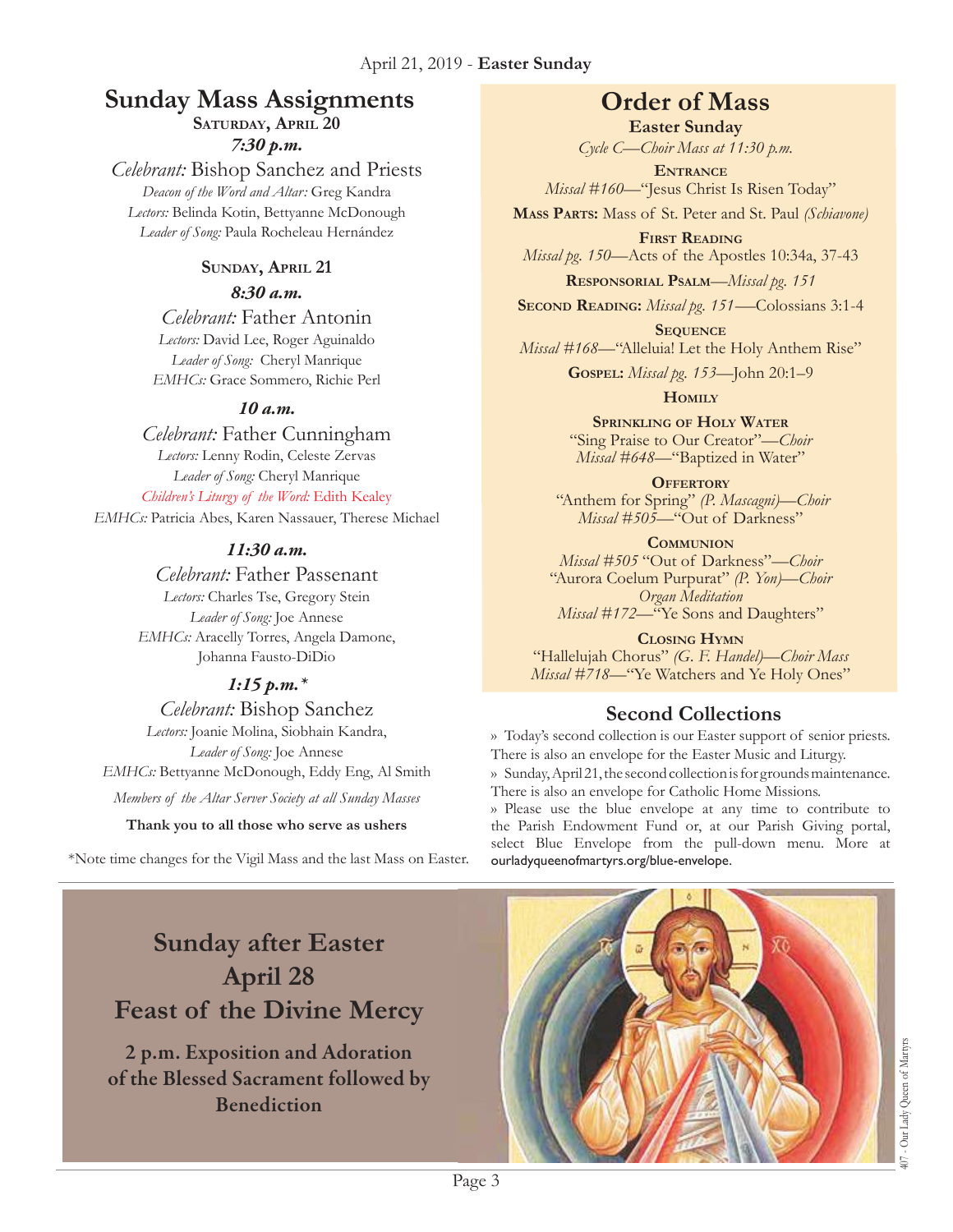April 21, 2019 - **Easter Sunday**

# Sunday Mass Assignments

**Saturday, April 20**

***7:30 p.m.***

*Celebrant:* Bishop Sanchez and Priests
*Deacon of the Word and Altar:* Greg Kandra
*Lectors:* Belinda Kotin, Bettyanne McDonough
*Leader of Song:* Paula Rocheleau Hernández

**Sunday, April 21**

***8:30 a.m.***

*Celebrant:* Father Antonin
*Lectors:* David Lee, Roger Aguinaldo
*Leader of Song:* Cheryl Manrique
*EMHCs:* Grace Sommero, Richie Perl

***10 a.m.***

*Celebrant:* Father Cunningham
*Lectors:* Lenny Rodin, Celeste Zervas
*Leader of Song:* Cheryl Manrique
*Children's Liturgy of the Word:* Edith Kealey
*EMHCs:* Patricia Abes, Karen Nassauer, Therese Michael

***11:30 a.m.***

*Celebrant:* Father Passenant
*Lectors:* Charles Tse, Gregory Stein
*Leader of Song:* Joe Annese
*EMHCs:* Aracelly Torres, Angela Damone, Johanna Fausto-DiDio

***1:15 p.m.****

*Celebrant:* Bishop Sanchez
*Lectors:* Joanie Molina, Siobhain Kandra,
*Leader of Song:* Joe Annese
*EMHCs:* Bettyanne McDonough, Eddy Eng, Al Smith

*Members of the Altar Server Society at all Sunday Masses*

**Thank you to all those who serve as ushers**

*Note time changes for the Vigil Mass and the last Mass on Easter.

# Order of Mass

**Easter Sunday**

*Cycle C—Choir Mass at 11:30 p.m.*

**Entrance**
*Missal #160*—"Jesus Christ Is Risen Today"

**Mass Parts:** Mass of St. Peter and St. Paul *(Schiavone)*

**First Reading**
*Missal pg. 150*—Acts of the Apostles 10:34a, 37-43

**Responsorial Psalm**—*Missal pg. 151*

**Second Reading:** *Missal pg. 151*—Colossians 3:1-4

**Sequence**
*Missal #168*—"Alleluia! Let the Holy Anthem Rise"

**Gospel:** *Missal pg. 153*—John 20:1–9

**Homily**

**Sprinkling of Holy Water**
"Sing Praise to Our Creator"—*Choir*
*Missal #648*—"Baptized in Water"

**Offertory**
"Anthem for Spring" *(P. Mascagni)—Choir*
*Missal #505*—"Out of Darkness"

**Communion**
*Missal #505* "Out of Darkness"—*Choir*
"Aurora Coelum Purpurat" *(P. Yon)—Choir*
*Organ Meditation*
*Missal #172*—"Ye Sons and Daughters"

**Closing Hymn**
"Hallelujah Chorus" *(G. F. Handel)—Choir Mass*
*Missal #718*—"Ye Watchers and Ye Holy Ones"

## Second Collections

» Today's second collection is our Easter support of senior priests. There is also an envelope for the Easter Music and Liturgy.

» Sunday, April 21, the second collection is for grounds maintenance. There is also an envelope for Catholic Home Missions.

» Please use the blue envelope at any time to contribute to the Parish Endowment Fund or, at our Parish Giving portal, select Blue Envelope from the pull-down menu. More at ourladyqueenofmartyrs.org/blue-envelope.

## Sunday after Easter April 28 Feast of the Divine Mercy

**2 p.m. Exposition and Adoration of the Blessed Sacrament followed by Benediction**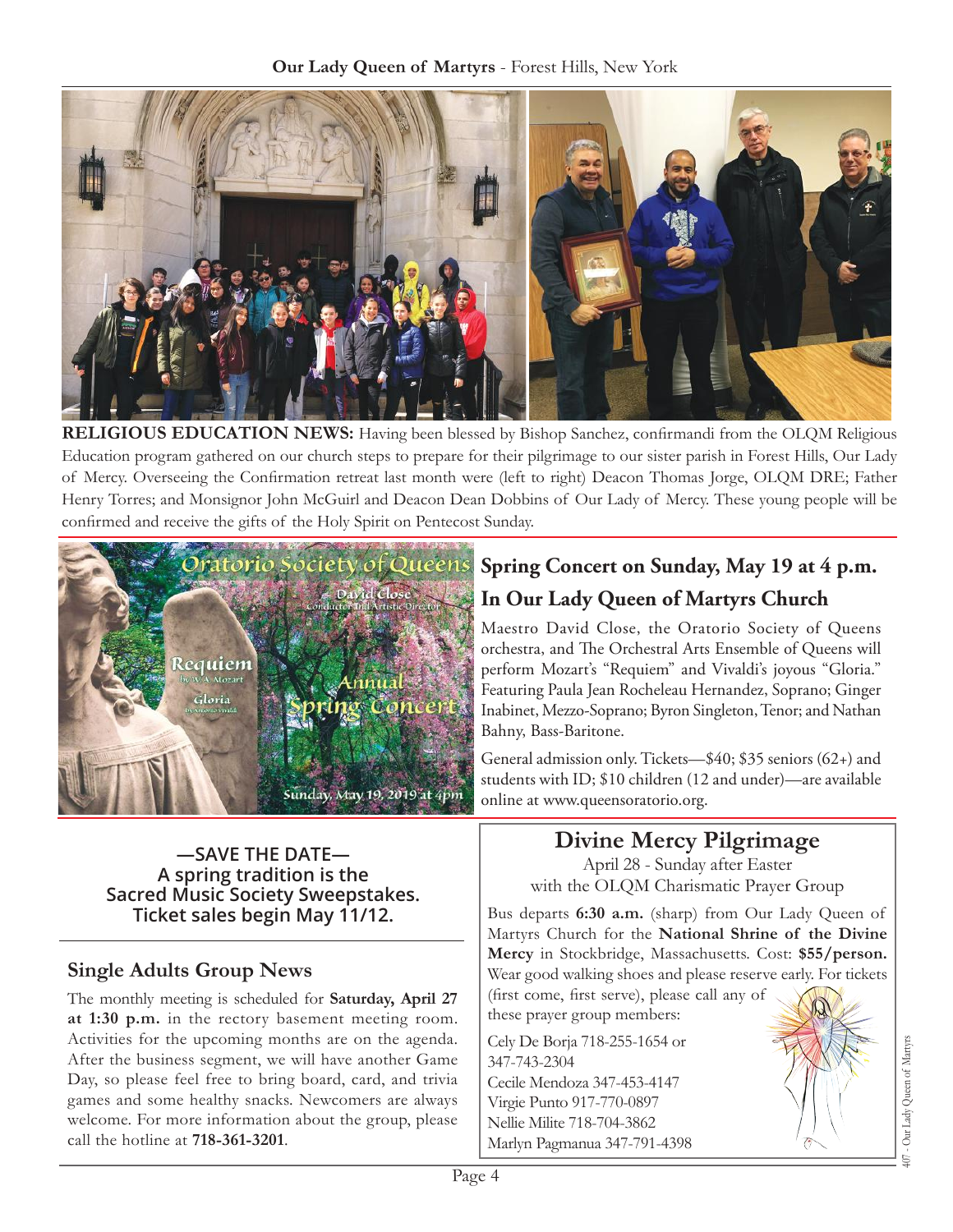**RELIGIOUS EDUCATION NEWS:** Having been blessed by Bishop Sanchez, confirmandi from the OLQM Religious Education program gathered on our church steps to prepare for their pilgrimage to our sister parish in Forest Hills, Our Lady of Mercy. Overseeing the Confirmation retreat last month were (left to right) Deacon Thomas Jorge, OLQM DRE; Father Henry Torres; and Monsignor John McGuirl and Deacon Dean Dobbins of Our Lady of Mercy. These young people will be confirmed and receive the gifts of the Holy Spirit on Pentecost Sunday.

## Spring Concert on Sunday, May 19 at 4 p.m.

## In Our Lady Queen of Martyrs Church

Maestro David Close, the Oratorio Society of Queens orchestra, and The Orchestral Arts Ensemble of Queens will perform Mozart's "Requiem" and Vivaldi's joyous "Gloria." Featuring Paula Jean Rocheleau Hernandez, Soprano; Ginger Inabinet, Mezzo-Soprano; Byron Singleton, Tenor; and Nathan Bahny, Bass-Baritone.

General admission only. Tickets—$40; $35 seniors (62+) and students with ID; $10 children (12 and under)—are available online at www.queensoratorio.org.

**—SAVE THE DATE—**
**A spring tradition is the Sacred Music Society Sweepstakes.**
**Ticket sales begin May 11/12.**

## Single Adults Group News

The monthly meeting is scheduled for **Saturday, April 27 at 1:30 p.m.** in the rectory basement meeting room. Activities for the upcoming months are on the agenda. After the business segment, we will have another Game Day, so please feel free to bring board, card, and trivia games and some healthy snacks. Newcomers are always welcome. For more information about the group, please call the hotline at **718-361-3201**.

## Divine Mercy Pilgrimage

April 28 - Sunday after Easter
with the OLQM Charismatic Prayer Group

Bus departs **6:30 a.m.** (sharp) from Our Lady Queen of Martyrs Church for the **National Shrine of the Divine Mercy** in Stockbridge, Massachusetts. Cost: **$55/person.** Wear good walking shoes and please reserve early. For tickets (first come, first serve), please call any of these prayer group members:

Cely De Borja 718-255-1654 or 347-743-2304
Cecile Mendoza 347-453-4147
Virgie Punto 917-770-0897
Nellie Milite 718-704-3862
Marlyn Pagmanua 347-791-4398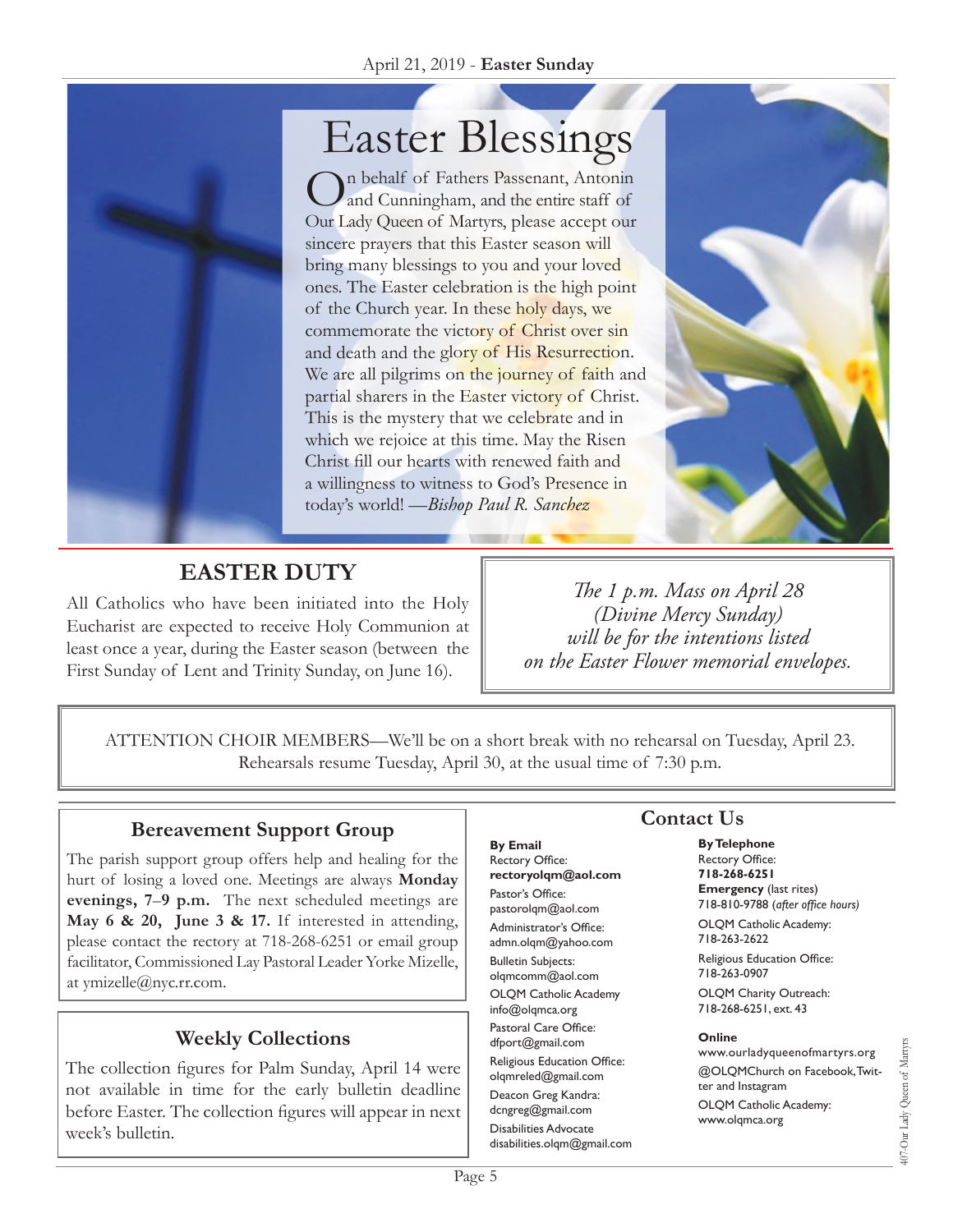# Easter Blessings

On behalf of Fathers Passenant, Antonin and Cunningham, and the entire staff of Our Lady Queen of Martyrs, please accept our sincere prayers that this Easter season will bring many blessings to you and your loved ones. The Easter celebration is the high point of the Church year. In these holy days, we commemorate the victory of Christ over sin and death and the glory of His Resurrection. We are all pilgrims on the journey of faith and partial sharers in the Easter victory of Christ. This is the mystery that we celebrate and in which we rejoice at this time. May the Risen Christ fill our hearts with renewed faith and a willingness to witness to God's Presence in today's world! —*Bishop Paul R. Sanchez*

## EASTER DUTY

All Catholics who have been initiated into the Holy Eucharist are expected to receive Holy Communion at least once a year, during the Easter season (between the First Sunday of Lent and Trinity Sunday, on June 16).

*The 1 p.m. Mass on April 28 (Divine Mercy Sunday) will be for the intentions listed on the Easter Flower memorial envelopes.*

ATTENTION CHOIR MEMBERS—We'll be on a short break with no rehearsal on Tuesday, April 23. Rehearsals resume Tuesday, April 30, at the usual time of 7:30 p.m.

## Bereavement Support Group

The parish support group offers help and healing for the hurt of losing a loved one. Meetings are always **Monday evenings, 7–9 p.m.** The next scheduled meetings are **May 6 & 20, June 3 & 17.** If interested in attending, please contact the rectory at 718-268-6251 or email group facilitator, Commissioned Lay Pastoral Leader Yorke Mizelle, at ymizelle@nyc.rr.com.

## Weekly Collections

The collection figures for Palm Sunday, April 14 were not available in time for the early bulletin deadline before Easter. The collection figures will appear in next week's bulletin.

## Contact Us

**By Email**

Rectory Office:
**rectoryolqm@aol.com**

Pastor's Office:
pastorolqm@aol.com

Administrator's Office:
admn.olqm@yahoo.com

Bulletin Subjects:
olqmcomm@aol.com

OLQM Catholic Academy
info@olqmca.org

Pastoral Care Office:
dfport@gmail.com

Religious Education Office:
olqmreled@gmail.com

Deacon Greg Kandra:
dcngreg@gmail.com

Disabilities Advocate
disabilities.olqm@gmail.com

**By Telephone**

Rectory Office:
**718-268-6251**

**Emergency** (last rites)
718-810-9788 (*after office hours)*

OLQM Catholic Academy:
718-263-2622

Religious Education Office:
718-263-0907

OLQM Charity Outreach:
718-268-6251, ext. 43

**Online**

www.ourladyqueenofmartyrs.org

@OLQMChurch on Facebook, Twitter and Instagram

OLQM Catholic Academy:
www.olqmca.org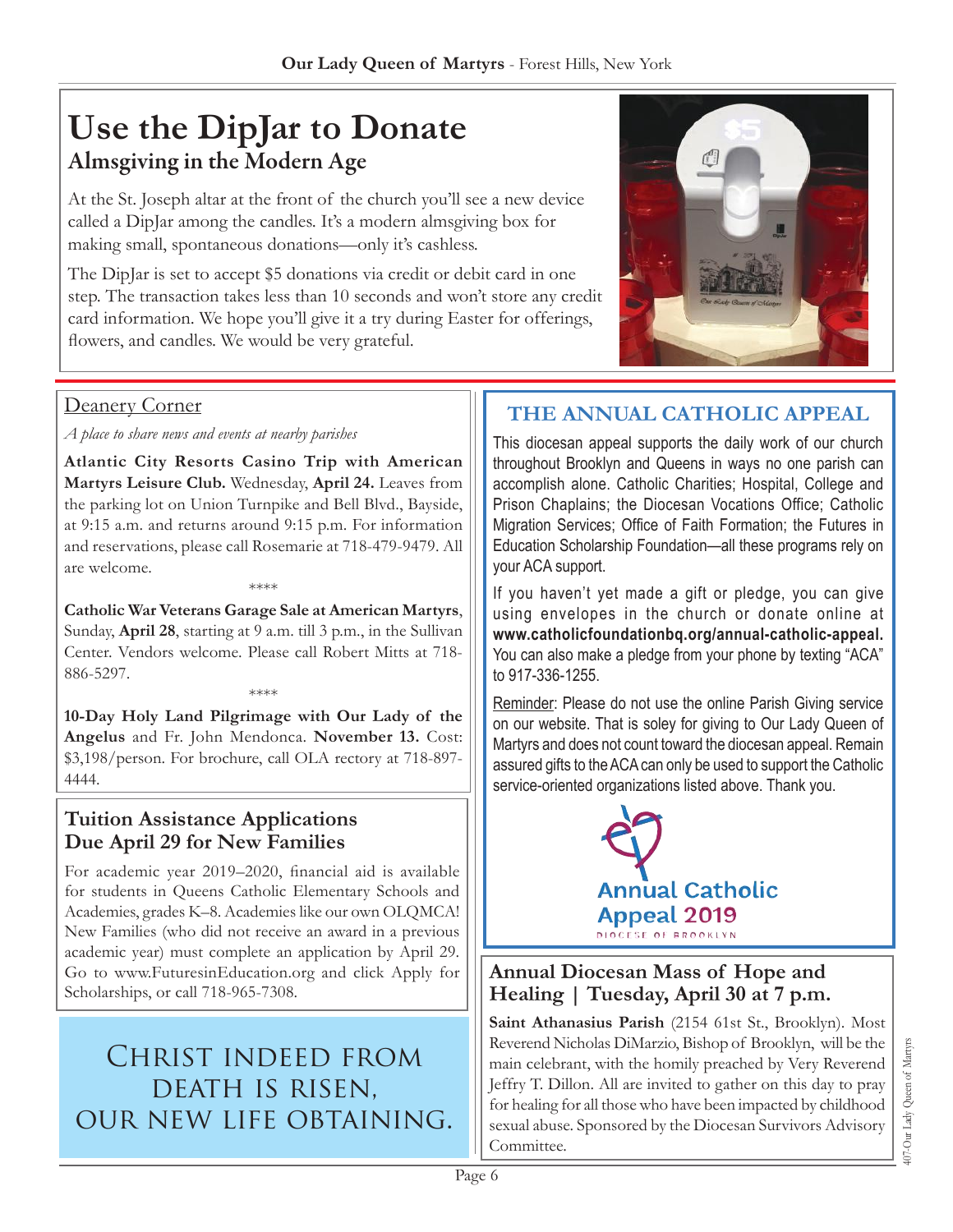# Use the DipJar to Donate

## Almsgiving in the Modern Age

At the St. Joseph altar at the front of the church you'll see a new device called a DipJar among the candles. It's a modern almsgiving box for making small, spontaneous donations—only it's cashless.

The DipJar is set to accept $5 donations via credit or debit card in one step. The transaction takes less than 10 seconds and won't store any credit card information. We hope you'll give it a try during Easter for offerings, flowers, and candles. We would be very grateful.

## Deanery Corner

*A place to share news and events at nearby parishes*

**Atlantic City Resorts Casino Trip with American Martyrs Leisure Club.** Wednesday, **April 24.** Leaves from the parking lot on Union Turnpike and Bell Blvd., Bayside, at 9:15 a.m. and returns around 9:15 p.m. For information and reservations, please call Rosemarie at 718-479-9479. All are welcome.

\*\*\*\*

**Catholic War Veterans Garage Sale at American Martyrs**, Sunday, **April 28**, starting at 9 a.m. till 3 p.m., in the Sullivan Center. Vendors welcome. Please call Robert Mitts at 718-886-5297.

\*\*\*\*

**10-Day Holy Land Pilgrimage with Our Lady of the Angelus** and Fr. John Mendonca. **November 13.** Cost: $3,198/person. For brochure, call OLA rectory at 718-897-4444.

## Tuition Assistance Applications Due April 29 for New Families

For academic year 2019–2020, financial aid is available for students in Queens Catholic Elementary Schools and Academies, grades K–8. Academies like our own OLQMCA! New Families (who did not receive an award in a previous academic year) must complete an application by April 29. Go to www.FuturesinEducation.org and click Apply for Scholarships, or call 718-965-7308.

## Christ indeed from death is risen, our new life obtaining.

## THE ANNUAL CATHOLIC APPEAL

This diocesan appeal supports the daily work of our church throughout Brooklyn and Queens in ways no one parish can accomplish alone. Catholic Charities; Hospital, College and Prison Chaplains; the Diocesan Vocations Office; Catholic Migration Services; Office of Faith Formation; the Futures in Education Scholarship Foundation—all these programs rely on your ACA support.

If you haven't yet made a gift or pledge, you can give using envelopes in the church or donate online at **www.catholicfoundationbq.org/annual-catholic-appeal.** You can also make a pledge from your phone by texting "ACA" to 917-336-1255.

Reminder: Please do not use the online Parish Giving service on our website. That is soley for giving to Our Lady Queen of Martyrs and does not count toward the diocesan appeal. Remain assured gifts to the ACA can only be used to support the Catholic service-oriented organizations listed above. Thank you.

Annual Catholic Appeal 2019
DIOCESE OF BROOKLYN

## Annual Diocesan Mass of Hope and Healing | Tuesday, April 30 at 7 p.m.

**Saint Athanasius Parish** (2154 61st St., Brooklyn). Most Reverend Nicholas DiMarzio, Bishop of Brooklyn, will be the main celebrant, with the homily preached by Very Reverend Jeffry T. Dillon. All are invited to gather on this day to pray for healing for all those who have been impacted by childhood sexual abuse. Sponsored by the Diocesan Survivors Advisory Committee.